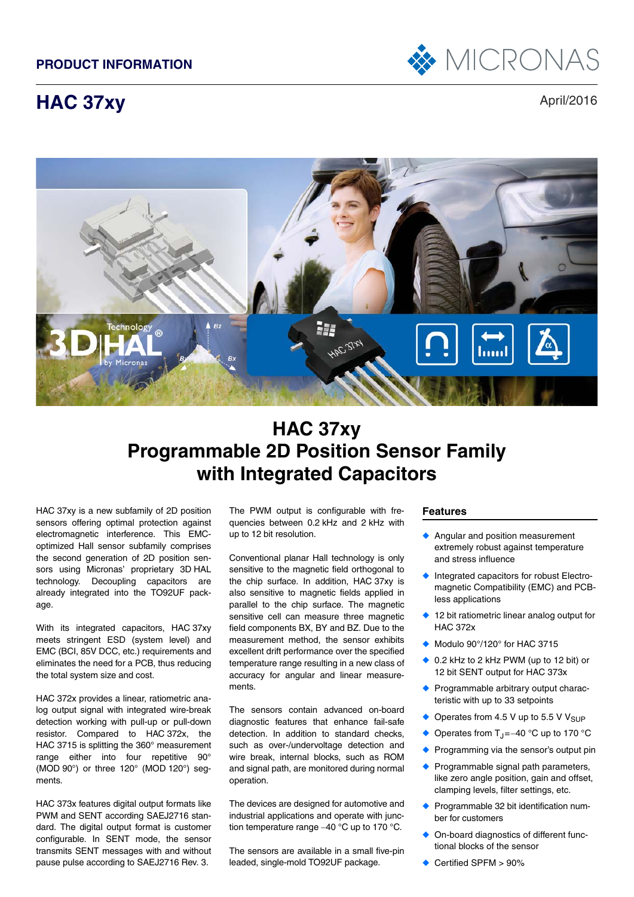**PRODUCT INFORMATION**

# HAC 37xy

April/2016

## HAC 37xy
## Programmable 2D Position Sensor Family with Integrated Capacitors

HAC 37xy is a new subfamily of 2D position sensors offering optimal protection against electromagnetic interference. This EMC-optimized Hall sensor subfamily comprises the second generation of 2D position sensors using Micronas' proprietary 3D HAL technology. Decoupling capacitors are already integrated into the TO92UF package.

With its integrated capacitors, HAC 37xy meets stringent ESD (system level) and EMC (BCI, 85V DCC, etc.) requirements and eliminates the need for a PCB, thus reducing the total system size and cost.

HAC 372x provides a linear, ratiometric analog output signal with integrated wire-break detection working with pull-up or pull-down resistor. Compared to HAC 372x, the HAC 3715 is splitting the 360° measurement range either into four repetitive 90° (MOD 90°) or three 120° (MOD 120°) segments.

HAC 373x features digital output formats like PWM and SENT according SAEJ2716 standard. The digital output format is customer configurable. In SENT mode, the sensor transmits SENT messages with and without pause pulse according to SAEJ2716 Rev. 3.

The PWM output is configurable with frequencies between 0.2 kHz and 2 kHz with up to 12 bit resolution.

Conventional planar Hall technology is only sensitive to the magnetic field orthogonal to the chip surface. In addition, HAC 37xy is also sensitive to magnetic fields applied in parallel to the chip surface. The magnetic sensitive cell can measure three magnetic field components BX, BY and BZ. Due to the measurement method, the sensor exhibits excellent drift performance over the specified temperature range resulting in a new class of accuracy for angular and linear measurements.

The sensors contain advanced on-board diagnostic features that enhance fail-safe detection. In addition to standard checks, such as over-/undervoltage detection and wire break, internal blocks, such as ROM and signal path, are monitored during normal operation.

The devices are designed for automotive and industrial applications and operate with junction temperature range −40 °C up to 170 °C.

The sensors are available in a small five-pin leaded, single-mold TO92UF package.

### Features

- Angular and position measurement extremely robust against temperature and stress influence
- Integrated capacitors for robust Electromagnetic Compatibility (EMC) and PCB-less applications
- 12 bit ratiometric linear analog output for HAC 372x
- Modulo 90°/120° for HAC 3715
- 0.2 kHz to 2 kHz PWM (up to 12 bit) or 12 bit SENT output for HAC 373x
- Programmable arbitrary output characteristic with up to 33 setpoints
- Operates from 4.5 V up to 5.5 V $V_{SUP}$
- Operates from $T_J$ = −40 °C up to 170 °C
- Programming via the sensor's output pin
- Programmable signal path parameters, like zero angle position, gain and offset, clamping levels, filter settings, etc.
- Programmable 32 bit identification number for customers
- On-board diagnostics of different functional blocks of the sensor
- Certified SPFM > 90%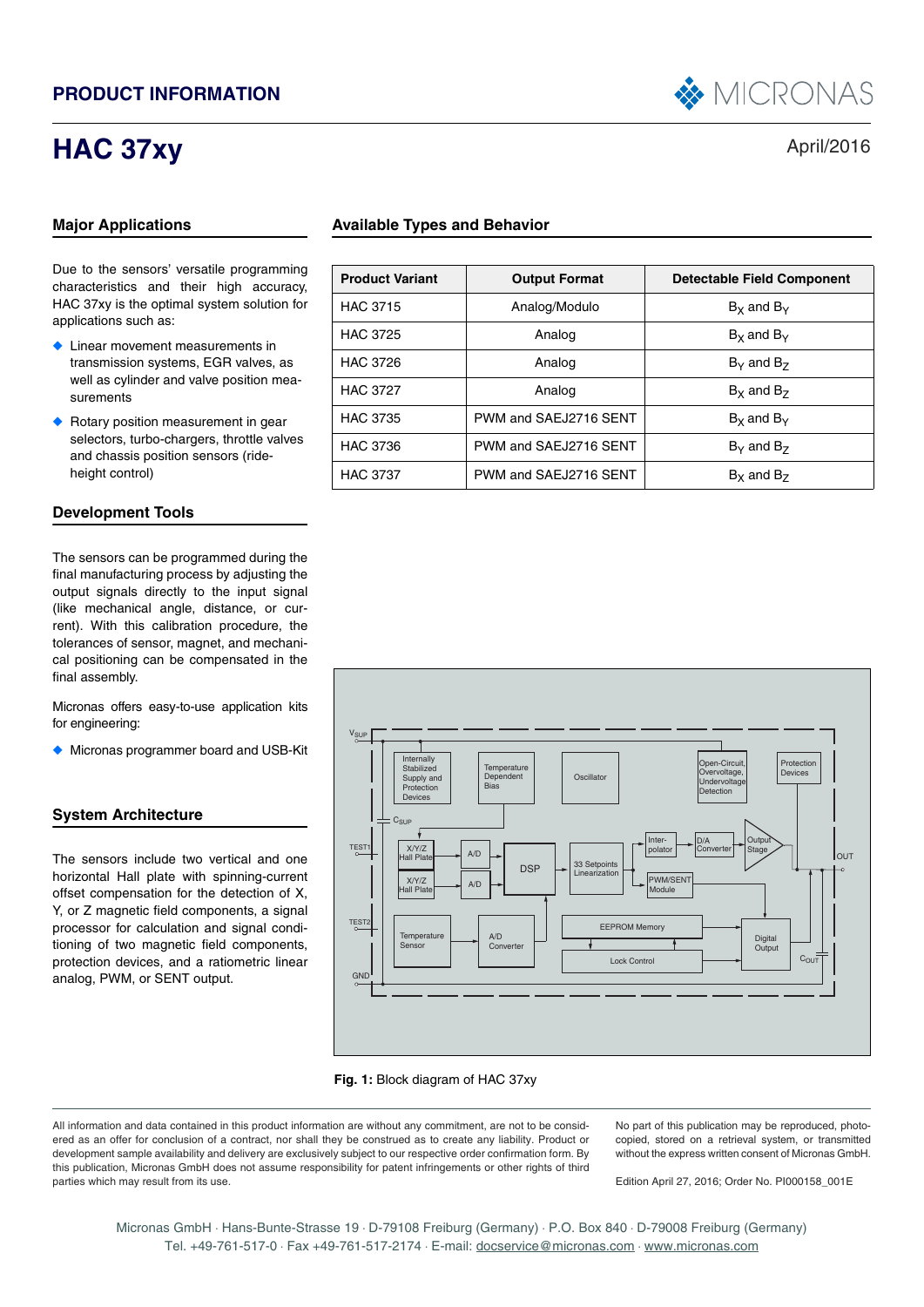## PRODUCT INFORMATION

# HAC 37xy

April/2016

## Major Applications

Due to the sensors' versatile programming characteristics and their high accuracy, HAC 37xy is the optimal system solution for applications such as:

- Linear movement measurements in transmission systems, EGR valves, as well as cylinder and valve position measurements
- Rotary position measurement in gear selectors, turbo-chargers, throttle valves and chassis position sensors (ride-height control)

## Development Tools

The sensors can be programmed during the final manufacturing process by adjusting the output signals directly to the input signal (like mechanical angle, distance, or current). With this calibration procedure, the tolerances of sensor, magnet, and mechanical positioning can be compensated in the final assembly.

Micronas offers easy-to-use application kits for engineering:

- Micronas programmer board and USB-Kit

## System Architecture

The sensors include two vertical and one horizontal Hall plate with spinning-current offset compensation for the detection of X, Y, or Z magnetic field components, a signal processor for calculation and signal conditioning of two magnetic field components, protection devices, and a ratiometric linear analog, PWM, or SENT output.

## Available Types and Behavior

| Product Variant | Output Format | Detectable Field Component |
|---|---|---|
| HAC 3715 | Analog/Modulo | $B_X$ and $B_Y$ |
| HAC 3725 | Analog | $B_X$ and $B_Y$ |
| HAC 3726 | Analog | $B_Y$ and $B_Z$ |
| HAC 3727 | Analog | $B_X$ and $B_Z$ |
| HAC 3735 | PWM and SAEJ2716 SENT | $B_X$ and $B_Y$ |
| HAC 3736 | PWM and SAEJ2716 SENT | $B_Y$ and $B_Z$ |
| HAC 3737 | PWM and SAEJ2716 SENT | $B_X$ and $B_Z$ |

$V_{SUP}$
Internally Stabilized Supply and Protection Devices
Temperature Dependent Bias
Oscillator
Open-Circuit, Overvoltage, Undervoltage Detection
Protection Devices
$C_{SUP}$
TEST1
X/Y/Z Hall Plate
A/D
X/Y/Z Hall Plate
A/D
DSP
33 Setpoints Linearization
Inter-polator
D/A Converter
Output Stage
OUT
PWM/SENT Module
TEST2
Temperature Sensor
A/D Converter
EEPROM Memory
Lock Control
Digital Output
$C_{OUT}$
GND

**Fig. 1:** Block diagram of HAC 37xy

All information and data contained in this product information are without any commitment, are not to be considered as an offer for conclusion of a contract, nor shall they be construed as to create any liability. Product or development sample availability and delivery are exclusively subject to our respective order confirmation form. By this publication, Micronas GmbH does not assume responsibility for patent infringements or other rights of third parties which may result from its use.

No part of this publication may be reproduced, photocopied, stored on a retrieval system, or transmitted without the express written consent of Micronas GmbH.

Edition April 27, 2016; Order No. PI000158_001E

Micronas GmbH · Hans-Bunte-Strasse 19 · D-79108 Freiburg (Germany) · P.O. Box 840 · D-79008 Freiburg (Germany)
Tel. +49-761-517-0 · Fax +49-761-517-2174 · E-mail: docservice@micronas.com · www.micronas.com